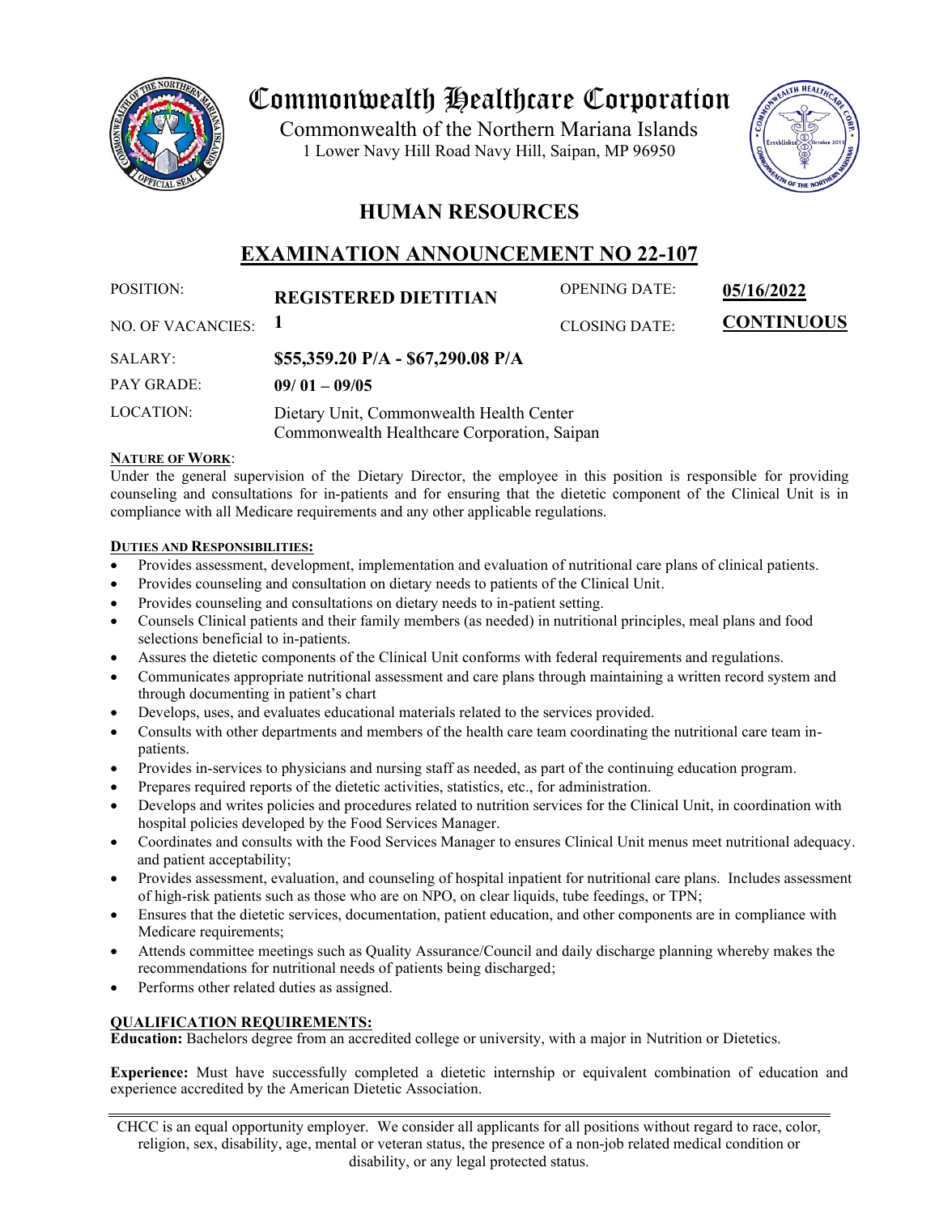# Commonwealth Healthcare Corporation

Commonwealth of the Northern Mariana Islands
1 Lower Navy Hill Road Navy Hill, Saipan, MP 96950

## HUMAN RESOURCES

## EXAMINATION ANNOUNCEMENT NO 22-107

| | | | |
|---|---|---|---|
| POSITION: | **REGISTERED DIETITIAN** | OPENING DATE: | **05/16/2022** |
| NO. OF VACANCIES: | **1** | CLOSING DATE: | **CONTINUOUS** |
| SALARY: | **$55,359.20 P/A - $67,290.08 P/A** | | |
| PAY GRADE: | **09/ 01 – 09/05** | | |
| LOCATION: | Dietary Unit, Commonwealth Health Center<br>Commonwealth Healthcare Corporation, Saipan | | |

**NATURE OF WORK**:
Under the general supervision of the Dietary Director, the employee in this position is responsible for providing counseling and consultations for in-patients and for ensuring that the dietetic component of the Clinical Unit is in compliance with all Medicare requirements and any other applicable regulations.

**DUTIES AND RESPONSIBILITIES:**

- Provides assessment, development, implementation and evaluation of nutritional care plans of clinical patients.
- Provides counseling and consultation on dietary needs to patients of the Clinical Unit.
- Provides counseling and consultations on dietary needs to in-patient setting.
- Counsels Clinical patients and their family members (as needed) in nutritional principles, meal plans and food selections beneficial to in-patients.
- Assures the dietetic components of the Clinical Unit conforms with federal requirements and regulations.
- Communicates appropriate nutritional assessment and care plans through maintaining a written record system and through documenting in patient's chart
- Develops, uses, and evaluates educational materials related to the services provided.
- Consults with other departments and members of the health care team coordinating the nutritional care team in-patients.
- Provides in-services to physicians and nursing staff as needed, as part of the continuing education program.
- Prepares required reports of the dietetic activities, statistics, etc., for administration.
- Develops and writes policies and procedures related to nutrition services for the Clinical Unit, in coordination with hospital policies developed by the Food Services Manager.
- Coordinates and consults with the Food Services Manager to ensures Clinical Unit menus meet nutritional adequacy. and patient acceptability;
- Provides assessment, evaluation, and counseling of hospital inpatient for nutritional care plans. Includes assessment of high-risk patients such as those who are on NPO, on clear liquids, tube feedings, or TPN;
- Ensures that the dietetic services, documentation, patient education, and other components are in compliance with Medicare requirements;
- Attends committee meetings such as Quality Assurance/Council and daily discharge planning whereby makes the recommendations for nutritional needs of patients being discharged;
- Performs other related duties as assigned.

**QUALIFICATION REQUIREMENTS:**

**Education:** Bachelors degree from an accredited college or university, with a major in Nutrition or Dietetics.

**Experience:** Must have successfully completed a dietetic internship or equivalent combination of education and experience accredited by the American Dietetic Association.

---

CHCC is an equal opportunity employer. We consider all applicants for all positions without regard to race, color, religion, sex, disability, age, mental or veteran status, the presence of a non-job related medical condition or disability, or any legal protected status.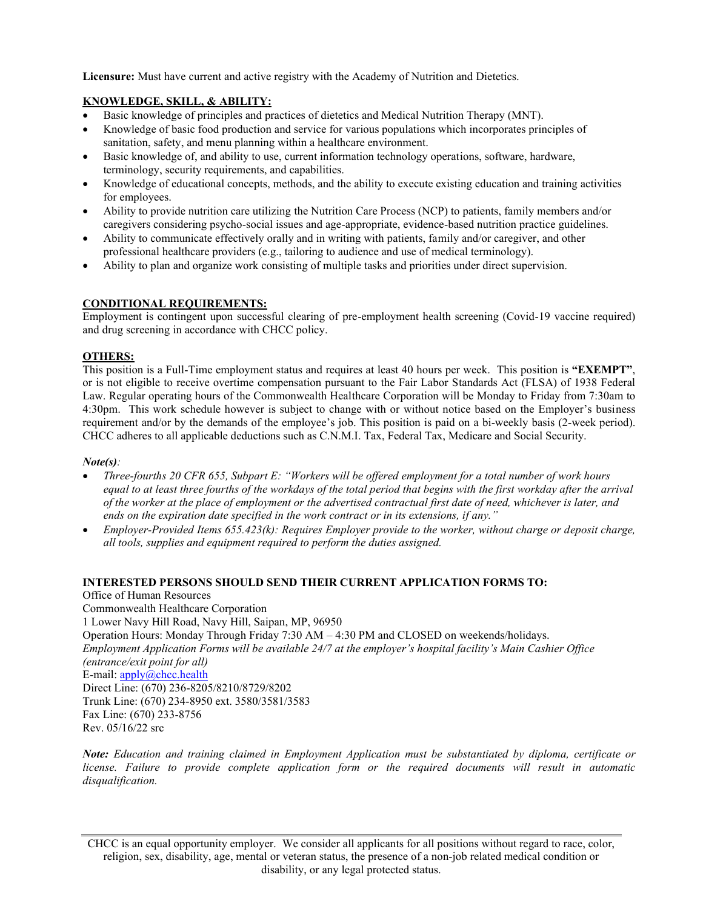**Licensure:** Must have current and active registry with the Academy of Nutrition and Dietetics.

## KNOWLEDGE, SKILL, & ABILITY:

- Basic knowledge of principles and practices of dietetics and Medical Nutrition Therapy (MNT).
- Knowledge of basic food production and service for various populations which incorporates principles of sanitation, safety, and menu planning within a healthcare environment.
- Basic knowledge of, and ability to use, current information technology operations, software, hardware, terminology, security requirements, and capabilities.
- Knowledge of educational concepts, methods, and the ability to execute existing education and training activities for employees.
- Ability to provide nutrition care utilizing the Nutrition Care Process (NCP) to patients, family members and/or caregivers considering psycho-social issues and age-appropriate, evidence-based nutrition practice guidelines.
- Ability to communicate effectively orally and in writing with patients, family and/or caregiver, and other professional healthcare providers (e.g., tailoring to audience and use of medical terminology).
- Ability to plan and organize work consisting of multiple tasks and priorities under direct supervision.

## CONDITIONAL REQUIREMENTS:

Employment is contingent upon successful clearing of pre-employment health screening (Covid-19 vaccine required) and drug screening in accordance with CHCC policy.

## OTHERS:

This position is a Full-Time employment status and requires at least 40 hours per week. This position is **"EXEMPT"**, or is not eligible to receive overtime compensation pursuant to the Fair Labor Standards Act (FLSA) of 1938 Federal Law. Regular operating hours of the Commonwealth Healthcare Corporation will be Monday to Friday from 7:30am to 4:30pm. This work schedule however is subject to change with or without notice based on the Employer's business requirement and/or by the demands of the employee's job. This position is paid on a bi-weekly basis (2-week period). CHCC adheres to all applicable deductions such as C.N.M.I. Tax, Federal Tax, Medicare and Social Security.

***Note(s)**:*

- *Three-fourths 20 CFR 655, Subpart E: "Workers will be offered employment for a total number of work hours equal to at least three fourths of the workdays of the total period that begins with the first workday after the arrival of the worker at the place of employment or the advertised contractual first date of need, whichever is later, and ends on the expiration date specified in the work contract or in its extensions, if any."*
- *Employer-Provided Items 655.423(k): Requires Employer provide to the worker, without charge or deposit charge, all tools, supplies and equipment required to perform the duties assigned.*

**INTERESTED PERSONS SHOULD SEND THEIR CURRENT APPLICATION FORMS TO:**

Office of Human Resources
Commonwealth Healthcare Corporation
1 Lower Navy Hill Road, Navy Hill, Saipan, MP, 96950
Operation Hours: Monday Through Friday 7:30 AM – 4:30 PM and CLOSED on weekends/holidays.
*Employment Application Forms will be available 24/7 at the employer's hospital facility's Main Cashier Office (entrance/exit point for all)*
E-mail: apply@chcc.health
Direct Line: (670) 236-8205/8210/8729/8202
Trunk Line: (670) 234-8950 ext. 3580/3581/3583
Fax Line: (670) 233-8756
Rev. 05/16/22 src

***Note:** Education and training claimed in Employment Application must be substantiated by diploma, certificate or license. Failure to provide complete application form or the required documents will result in automatic disqualification.*

CHCC is an equal opportunity employer. We consider all applicants for all positions without regard to race, color, religion, sex, disability, age, mental or veteran status, the presence of a non-job related medical condition or disability, or any legal protected status.